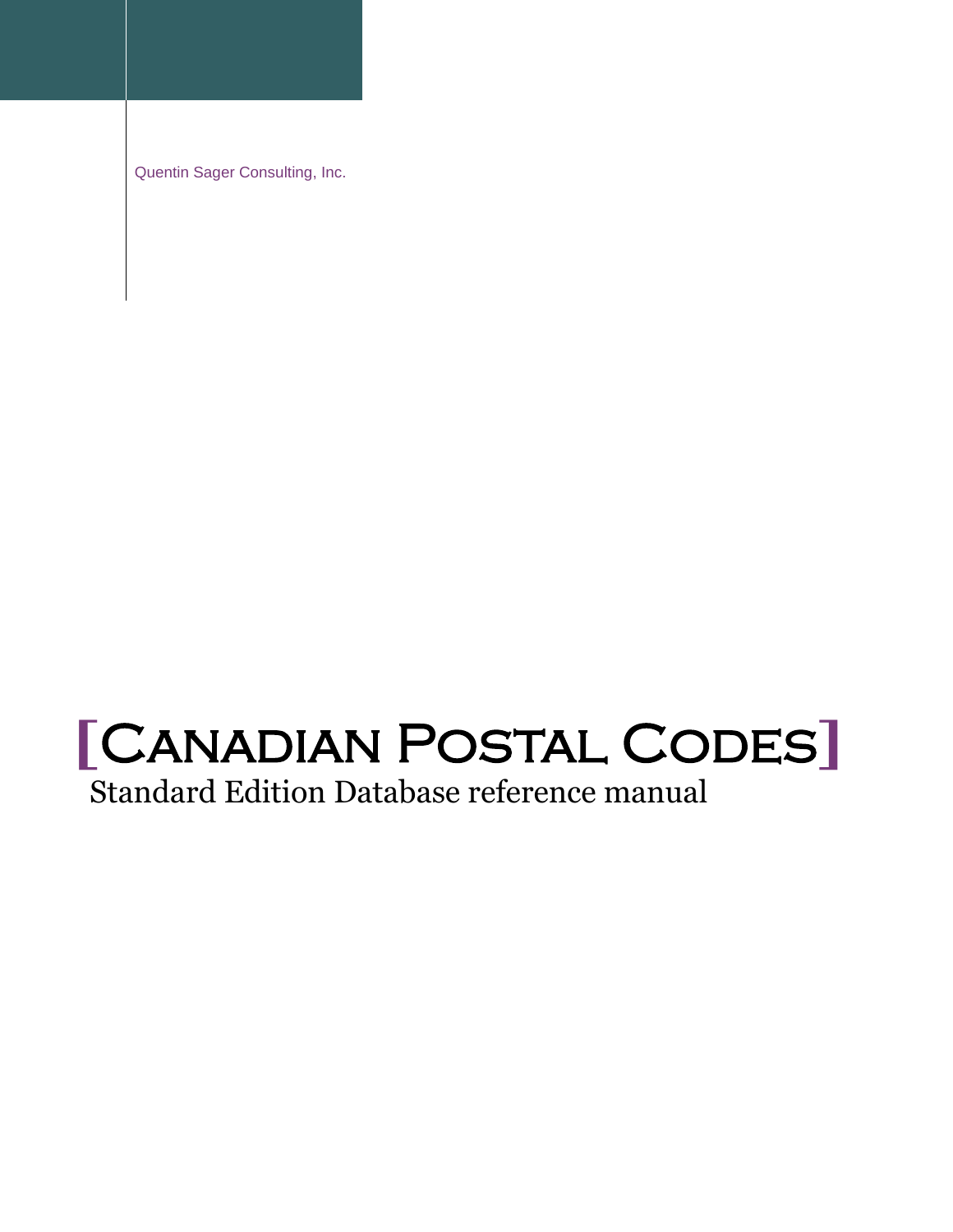Quentin Sager Consulting, Inc.

# [Canadian Postal Codes]

Standard Edition Database reference manual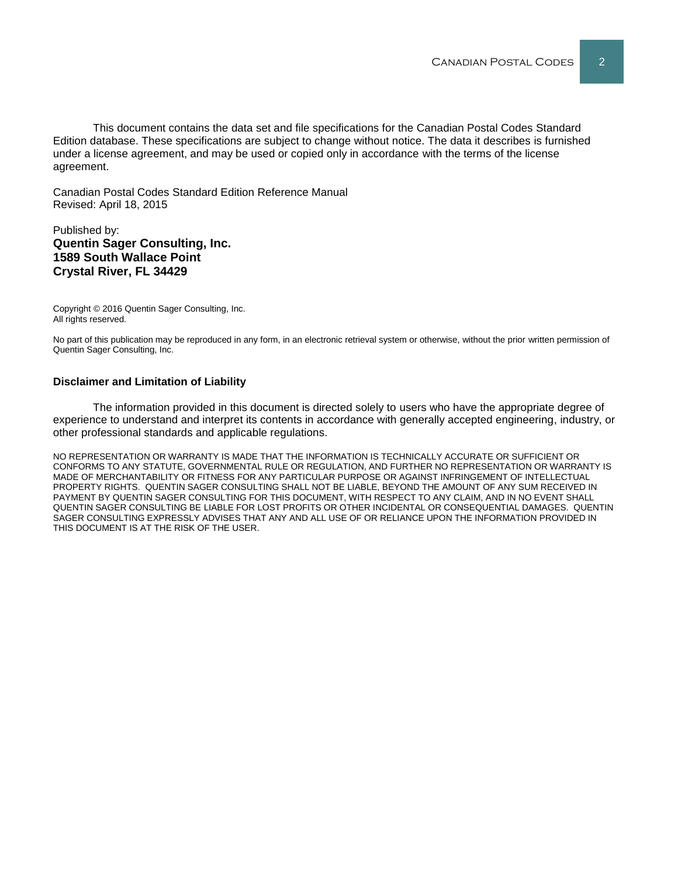This document contains the data set and file specifications for the Canadian Postal Codes Standard Edition database. These specifications are subject to change without notice. The data it describes is furnished under a license agreement, and may be used or copied only in accordance with the terms of the license agreement.

Canadian Postal Codes Standard Edition Reference Manual
Revised: April 18, 2015

Published by:
**Quentin Sager Consulting, Inc.**
**1589 South Wallace Point**
**Crystal River, FL 34429**

Copyright © 2016 Quentin Sager Consulting, Inc.
All rights reserved.

No part of this publication may be reproduced in any form, in an electronic retrieval system or otherwise, without the prior written permission of Quentin Sager Consulting, Inc.

**Disclaimer and Limitation of Liability**

The information provided in this document is directed solely to users who have the appropriate degree of experience to understand and interpret its contents in accordance with generally accepted engineering, industry, or other professional standards and applicable regulations.

NO REPRESENTATION OR WARRANTY IS MADE THAT THE INFORMATION IS TECHNICALLY ACCURATE OR SUFFICIENT OR CONFORMS TO ANY STATUTE, GOVERNMENTAL RULE OR REGULATION, AND FURTHER NO REPRESENTATION OR WARRANTY IS MADE OF MERCHANTABILITY OR FITNESS FOR ANY PARTICULAR PURPOSE OR AGAINST INFRINGEMENT OF INTELLECTUAL PROPERTY RIGHTS. QUENTIN SAGER CONSULTING SHALL NOT BE LIABLE, BEYOND THE AMOUNT OF ANY SUM RECEIVED IN PAYMENT BY QUENTIN SAGER CONSULTING FOR THIS DOCUMENT, WITH RESPECT TO ANY CLAIM, AND IN NO EVENT SHALL QUENTIN SAGER CONSULTING BE LIABLE FOR LOST PROFITS OR OTHER INCIDENTAL OR CONSEQUENTIAL DAMAGES. QUENTIN SAGER CONSULTING EXPRESSLY ADVISES THAT ANY AND ALL USE OF OR RELIANCE UPON THE INFORMATION PROVIDED IN THIS DOCUMENT IS AT THE RISK OF THE USER.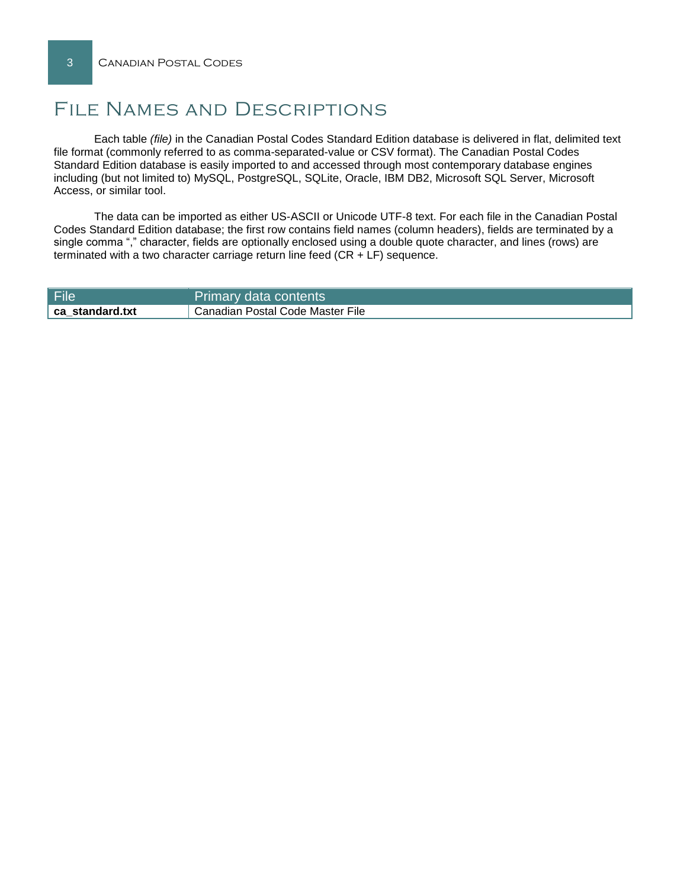# File Names and Descriptions

Each table *(file)* in the Canadian Postal Codes Standard Edition database is delivered in flat, delimited text file format (commonly referred to as comma-separated-value or CSV format). The Canadian Postal Codes Standard Edition database is easily imported to and accessed through most contemporary database engines including (but not limited to) MySQL, PostgreSQL, SQLite, Oracle, IBM DB2, Microsoft SQL Server, Microsoft Access, or similar tool.

The data can be imported as either US-ASCII or Unicode UTF-8 text. For each file in the Canadian Postal Codes Standard Edition database; the first row contains field names (column headers), fields are terminated by a single comma "," character, fields are optionally enclosed using a double quote character, and lines (rows) are terminated with a two character carriage return line feed (CR + LF) sequence.

| File | Primary data contents |
| --- | --- |
| **ca_standard.txt** | Canadian Postal Code Master File |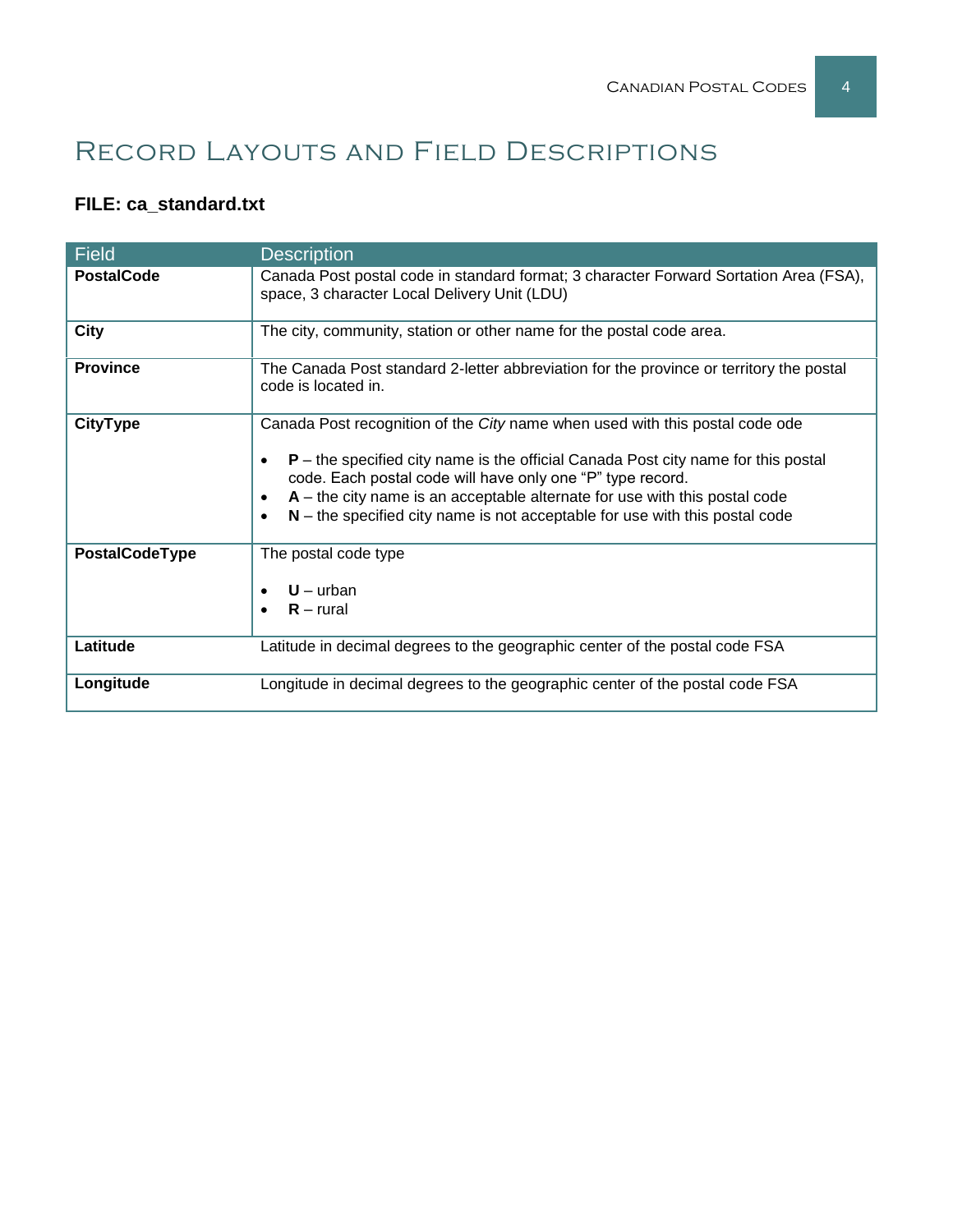# Record Layouts and Field Descriptions

**FILE: ca_standard.txt**

| Field | Description |
|---|---|
| **PostalCode** | Canada Post postal code in standard format; 3 character Forward Sortation Area (FSA), space, 3 character Local Delivery Unit (LDU) |
| **City** | The city, community, station or other name for the postal code area. |
| **Province** | The Canada Post standard 2-letter abbreviation for the province or territory the postal code is located in. |
| **CityType** | Canada Post recognition of the *City* name when used with this postal code ode<br><br>• **P** – the specified city name is the official Canada Post city name for this postal code. Each postal code will have only one "P" type record.<br>• **A** – the city name is an acceptable alternate for use with this postal code<br>• **N** – the specified city name is not acceptable for use with this postal code |
| **PostalCodeType** | The postal code type<br><br>• **U** – urban<br>• **R** – rural |
| **Latitude** | Latitude in decimal degrees to the geographic center of the postal code FSA |
| **Longitude** | Longitude in decimal degrees to the geographic center of the postal code FSA |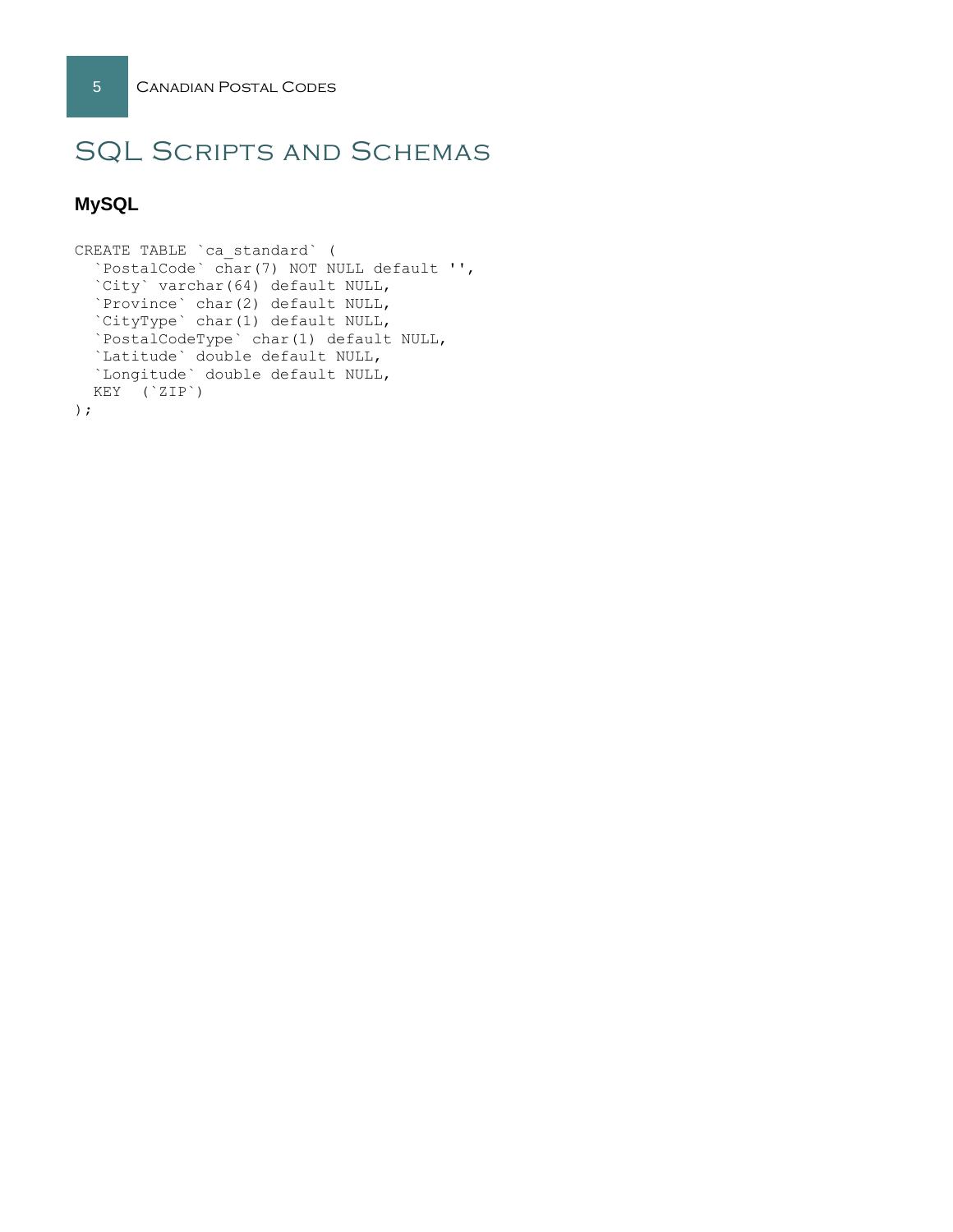# SQL Scripts and Schemas

### MySQL

```
CREATE TABLE `ca_standard` (
  `PostalCode` char(7) NOT NULL default '',
  `City` varchar(64) default NULL,
  `Province` char(2) default NULL,
  `CityType` char(1) default NULL,
  `PostalCodeType` char(1) default NULL,
  `Latitude` double default NULL,
  `Longitude` double default NULL,
  KEY  (`ZIP`)
);
```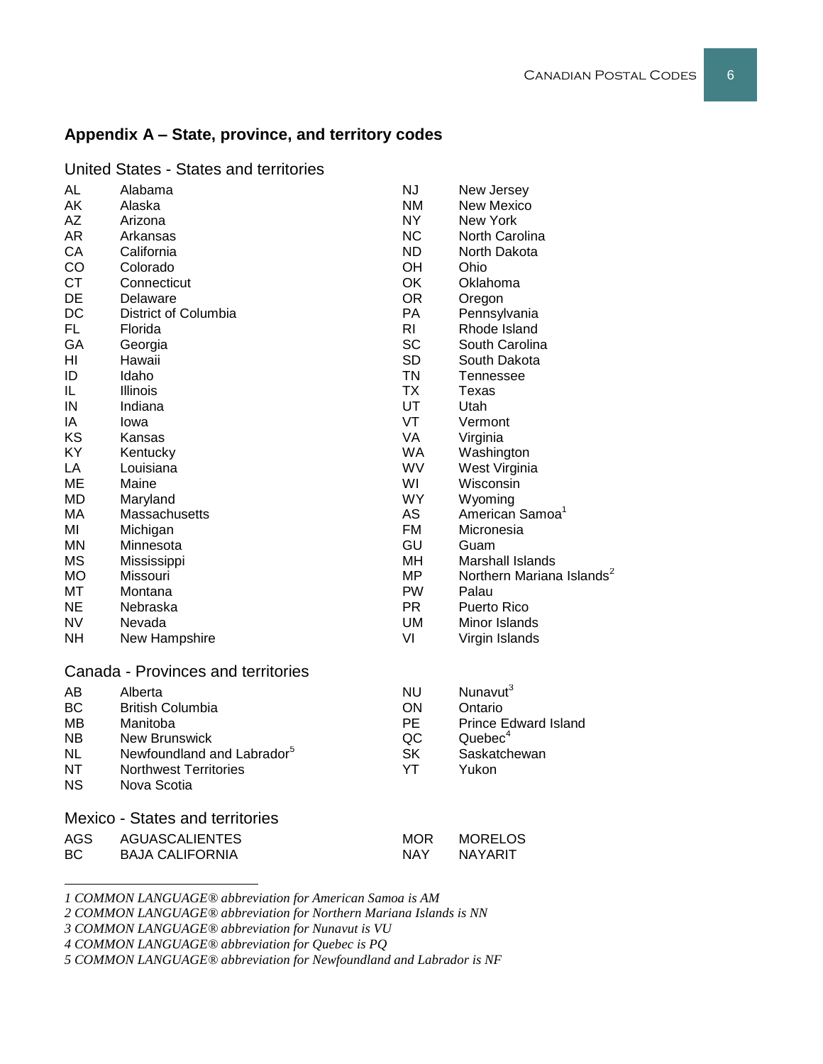## Appendix A – State, province, and territory codes

### United States - States and territories

| Code | Name | Code | Name |
|---|---|---|---|
| AL | Alabama | NJ | New Jersey |
| AK | Alaska | NM | New Mexico |
| AZ | Arizona | NY | New York |
| AR | Arkansas | NC | North Carolina |
| CA | California | ND | North Dakota |
| CO | Colorado | OH | Ohio |
| CT | Connecticut | OK | Oklahoma |
| DE | Delaware | OR | Oregon |
| DC | District of Columbia | PA | Pennsylvania |
| FL | Florida | RI | Rhode Island |
| GA | Georgia | SC | South Carolina |
| HI | Hawaii | SD | South Dakota |
| ID | Idaho | TN | Tennessee |
| IL | Illinois | TX | Texas |
| IN | Indiana | UT | Utah |
| IA | Iowa | VT | Vermont |
| KS | Kansas | VA | Virginia |
| KY | Kentucky | WA | Washington |
| LA | Louisiana | WV | West Virginia |
| ME | Maine | WI | Wisconsin |
| MD | Maryland | WY | Wyoming |
| MA | Massachusetts | AS | American Samoa[1] |
| MI | Michigan | FM | Micronesia |
| MN | Minnesota | GU | Guam |
| MS | Mississippi | MH | Marshall Islands |
| MO | Missouri | MP | Northern Mariana Islands[2] |
| MT | Montana | PW | Palau |
| NE | Nebraska | PR | Puerto Rico |
| NV | Nevada | UM | Minor Islands |
| NH | New Hampshire | VI | Virgin Islands |

### Canada - Provinces and territories

| Code | Name | Code | Name |
|---|---|---|---|
| AB | Alberta | NU | Nunavut[3] |
| BC | British Columbia | ON | Ontario |
| MB | Manitoba | PE | Prince Edward Island |
| NB | New Brunswick | QC | Quebec[4] |
| NL | Newfoundland and Labrador[5] | SK | Saskatchewan |
| NT | Northwest Territories | YT | Yukon |
| NS | Nova Scotia | | |

### Mexico - States and territories

| Code | Name | Code | Name |
|---|---|---|---|
| AGS | AGUASCALIENTES | MOR | MORELOS |
| BC | BAJA CALIFORNIA | NAY | NAYARIT |

---

*1 COMMON LANGUAGE® abbreviation for American Samoa is AM*

*2 COMMON LANGUAGE® abbreviation for Northern Mariana Islands is NN*

*3 COMMON LANGUAGE® abbreviation for Nunavut is VU*

*4 COMMON LANGUAGE® abbreviation for Quebec is PQ*

*5 COMMON LANGUAGE® abbreviation for Newfoundland and Labrador is NF*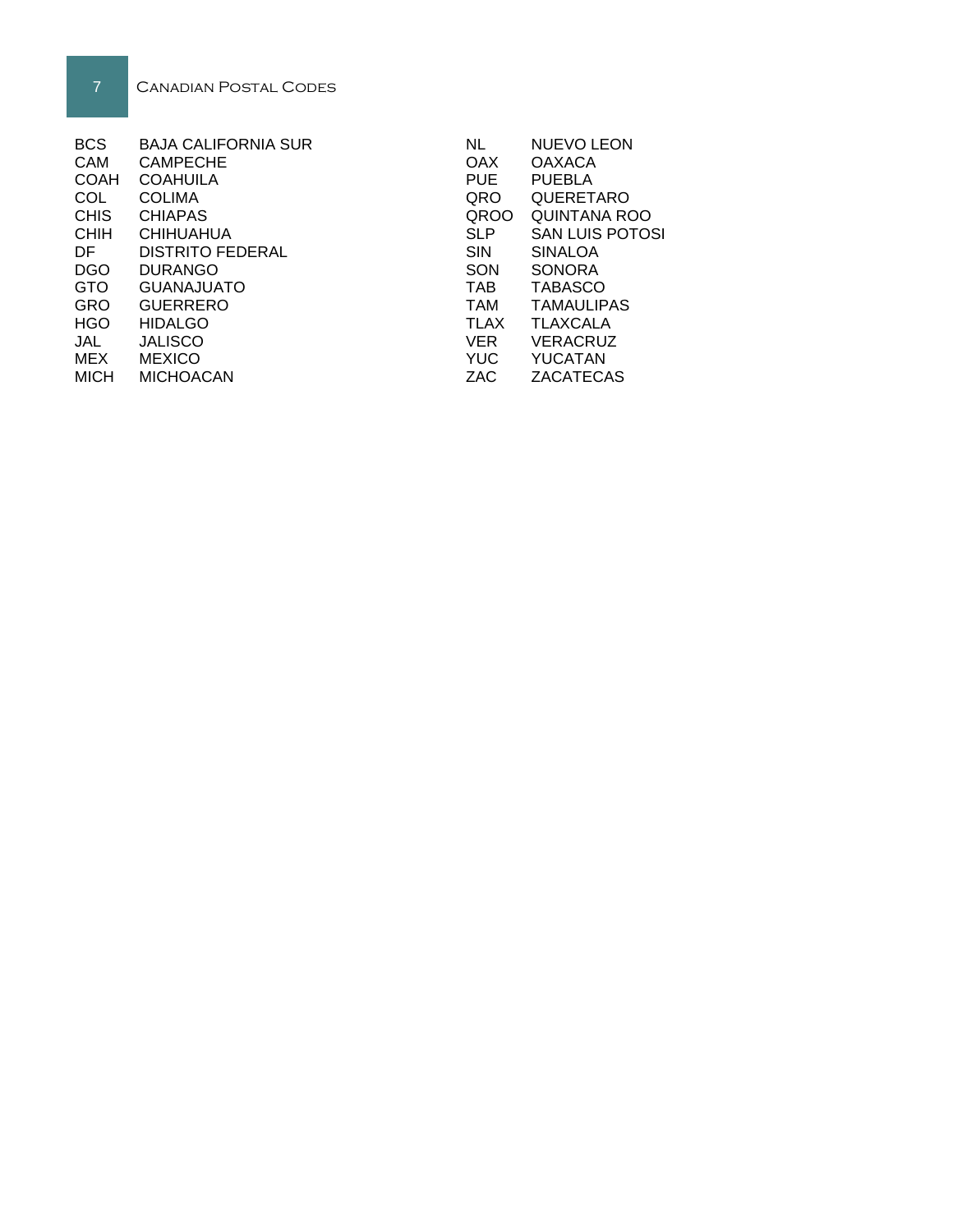| | |
|---|---|
| BCS | BAJA CALIFORNIA SUR |
| CAM | CAMPECHE |
| COAH | COAHUILA |
| COL | COLIMA |
| CHIS | CHIAPAS |
| CHIH | CHIHUAHUA |
| DF | DISTRITO FEDERAL |
| DGO | DURANGO |
| GTO | GUANAJUATO |
| GRO | GUERRERO |
| HGO | HIDALGO |
| JAL | JALISCO |
| MEX | MEXICO |
| MICH | MICHOACAN |
| NL | NUEVO LEON |
| OAX | OAXACA |
| PUE | PUEBLA |
| QRO | QUERETARO |
| QROO | QUINTANA ROO |
| SLP | SAN LUIS POTOSI |
| SIN | SINALOA |
| SON | SONORA |
| TAB | TABASCO |
| TAM | TAMAULIPAS |
| TLAX | TLAXCALA |
| VER | VERACRUZ |
| YUC | YUCATAN |
| ZAC | ZACATECAS |